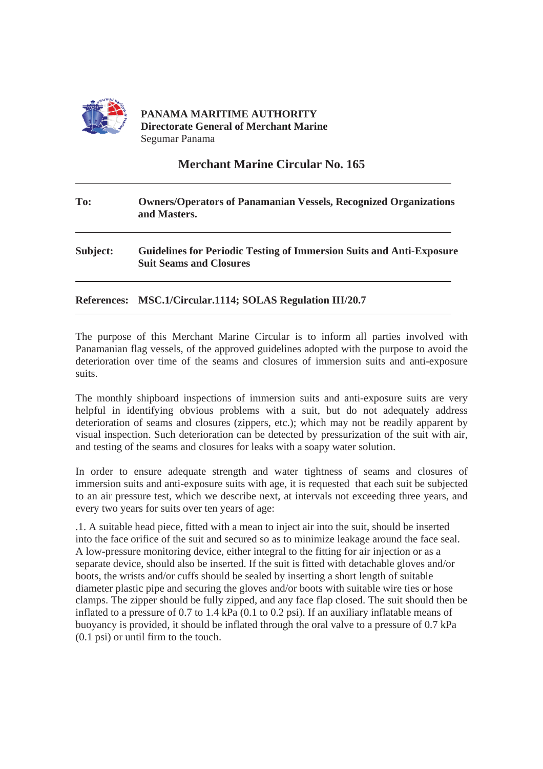**PANAMA MARITIME AUTHORITY**
**Directorate General of Merchant Marine**
Segumar Panama

# Merchant Marine Circular No. 165

---

**To:** **Owners/Operators of Panamanian Vessels, Recognized Organizations and Masters.**

---

**Subject:** **Guidelines for Periodic Testing of Immersion Suits and Anti-Exposure Suit Seams and Closures**

---

**References:** **MSC.1/Circular.1114; SOLAS Regulation III/20.7**

---

The purpose of this Merchant Marine Circular is to inform all parties involved with Panamanian flag vessels, of the approved guidelines adopted with the purpose to avoid the deterioration over time of the seams and closures of immersion suits and anti-exposure suits.

The monthly shipboard inspections of immersion suits and anti-exposure suits are very helpful in identifying obvious problems with a suit, but do not adequately address deterioration of seams and closures (zippers, etc.); which may not be readily apparent by visual inspection. Such deterioration can be detected by pressurization of the suit with air, and testing of the seams and closures for leaks with a soapy water solution.

In order to ensure adequate strength and water tightness of seams and closures of immersion suits and anti-exposure suits with age, it is requested that each suit be subjected to an air pressure test, which we describe next, at intervals not exceeding three years, and every two years for suits over ten years of age:

.1. A suitable head piece, fitted with a mean to inject air into the suit, should be inserted into the face orifice of the suit and secured so as to minimize leakage around the face seal. A low-pressure monitoring device, either integral to the fitting for air injection or as a separate device, should also be inserted. If the suit is fitted with detachable gloves and/or boots, the wrists and/or cuffs should be sealed by inserting a short length of suitable diameter plastic pipe and securing the gloves and/or boots with suitable wire ties or hose clamps. The zipper should be fully zipped, and any face flap closed. The suit should then be inflated to a pressure of 0.7 to 1.4 kPa (0.1 to 0.2 psi). If an auxiliary inflatable means of buoyancy is provided, it should be inflated through the oral valve to a pressure of 0.7 kPa (0.1 psi) or until firm to the touch.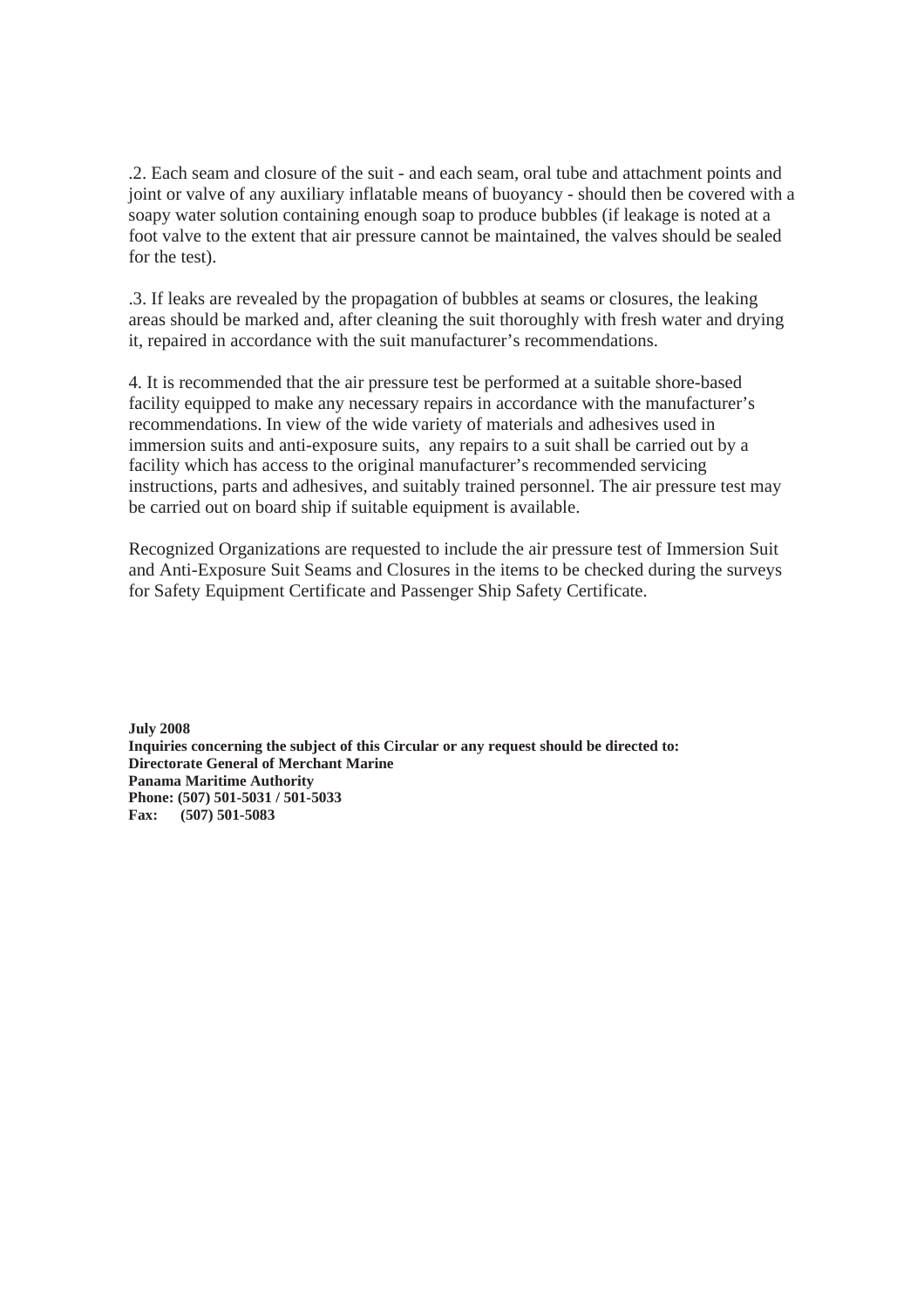.2. Each seam and closure of the suit - and each seam, oral tube and attachment points and joint or valve of any auxiliary inflatable means of buoyancy - should then be covered with a soapy water solution containing enough soap to produce bubbles (if leakage is noted at a foot valve to the extent that air pressure cannot be maintained, the valves should be sealed for the test).

.3. If leaks are revealed by the propagation of bubbles at seams or closures, the leaking areas should be marked and, after cleaning the suit thoroughly with fresh water and drying it, repaired in accordance with the suit manufacturer's recommendations.

4. It is recommended that the air pressure test be performed at a suitable shore-based facility equipped to make any necessary repairs in accordance with the manufacturer's recommendations. In view of the wide variety of materials and adhesives used in immersion suits and anti-exposure suits, any repairs to a suit shall be carried out by a facility which has access to the original manufacturer's recommended servicing instructions, parts and adhesives, and suitably trained personnel. The air pressure test may be carried out on board ship if suitable equipment is available.

Recognized Organizations are requested to include the air pressure test of Immersion Suit and Anti-Exposure Suit Seams and Closures in the items to be checked during the surveys for Safety Equipment Certificate and Passenger Ship Safety Certificate.

**July 2008**
**Inquiries concerning the subject of this Circular or any request should be directed to:**
**Directorate General of Merchant Marine**
**Panama Maritime Authority**
**Phone: (507) 501-5031 / 501-5033**
**Fax: (507) 501-5083**